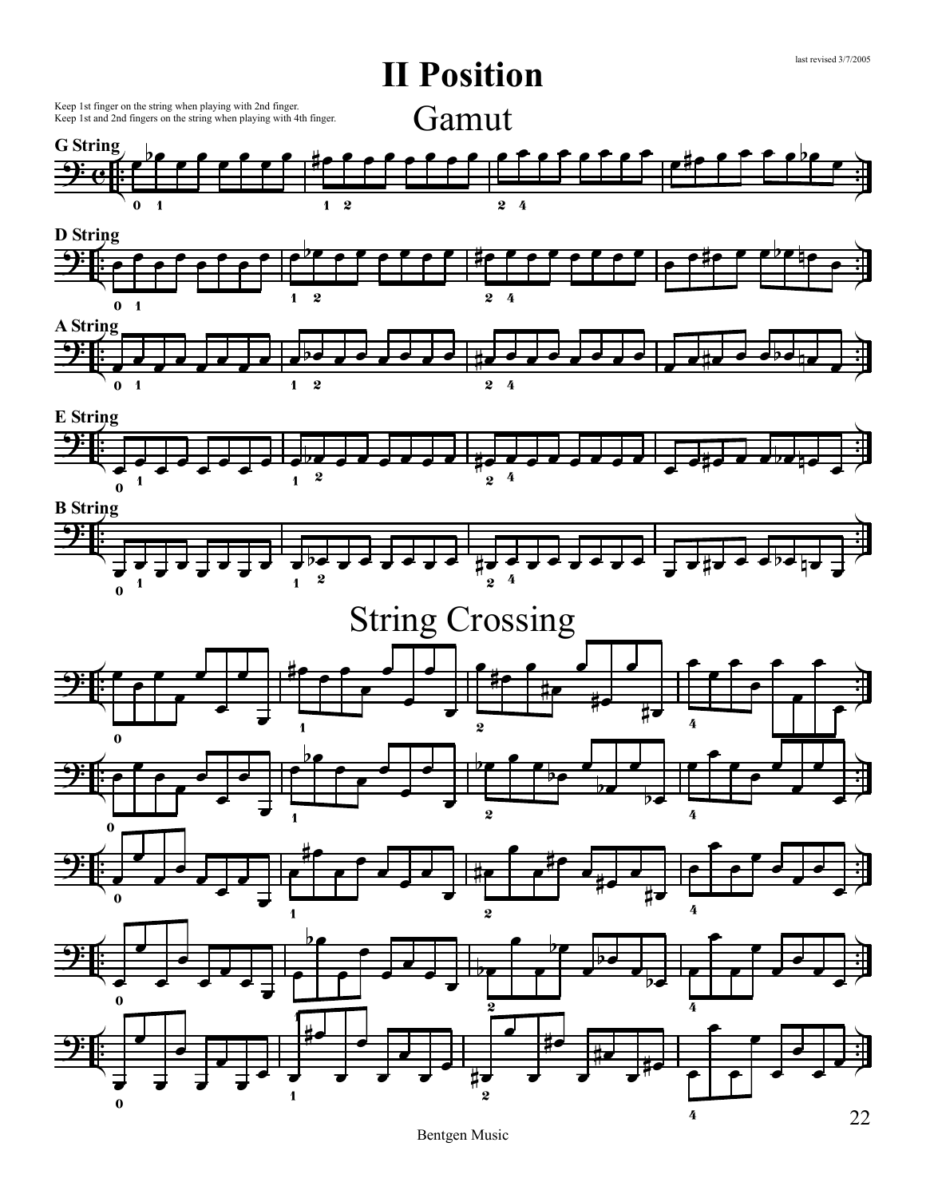# II Position

Keep 1st finger on the string when playing with 2nd finger.
Keep 1st and 2nd fingers on the string when playing with 4th finger.

## Gamut

**G String**

**D String**

**A String**

**E String**

**B String**

## String Crossing

Bentgen Music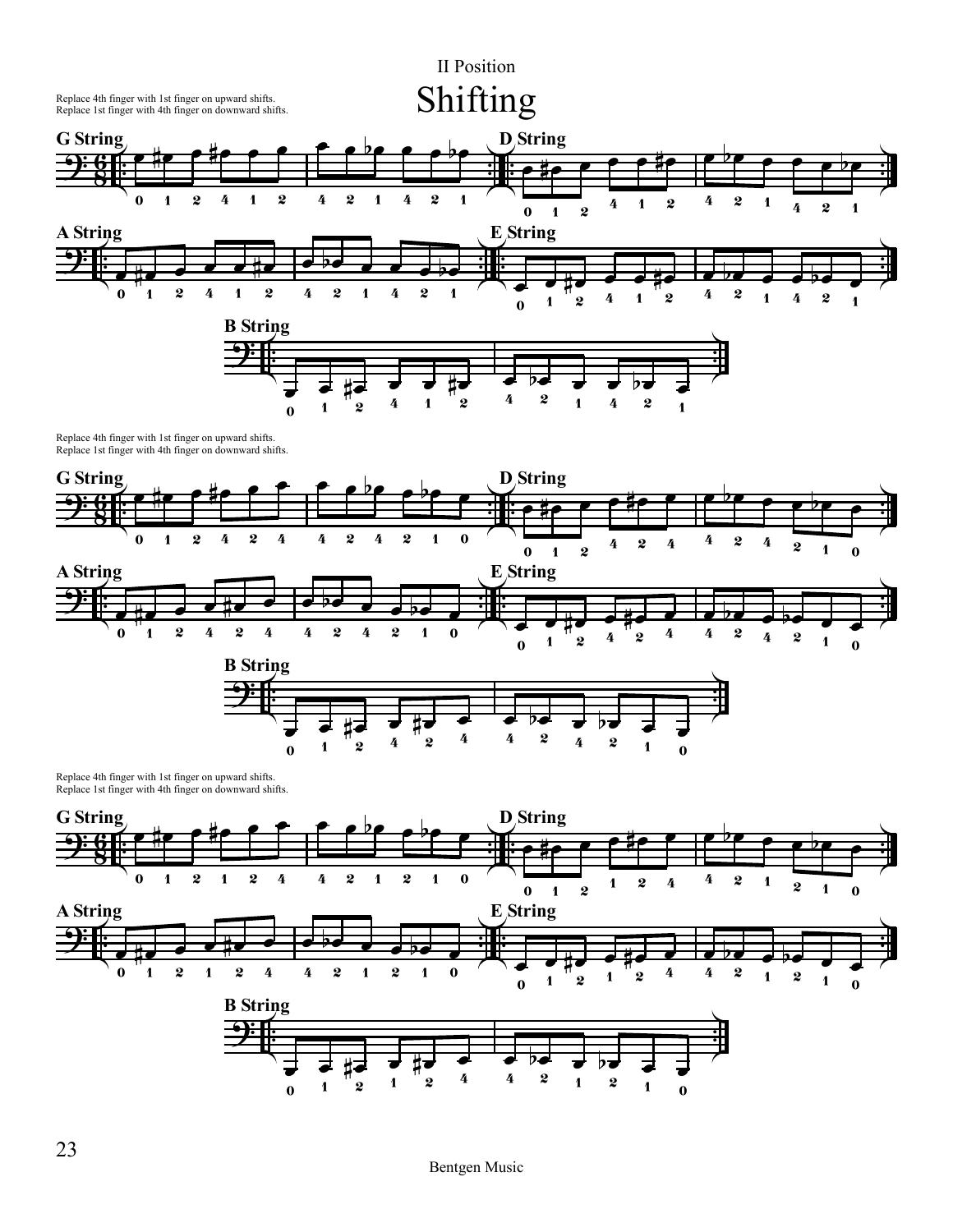II Position

# Shifting

Replace 4th finger with 1st finger on upward shifts.
Replace 1st finger with 4th finger on downward shifts.

**G String** **D String** **A String** **E String** **B String**

Replace 4th finger with 1st finger on upward shifts.
Replace 1st finger with 4th finger on downward shifts.

**G String** **D String** **A String** **E String** **B String**

Replace 4th finger with 1st finger on upward shifts.
Replace 1st finger with 4th finger on downward shifts.

**G String** **D String** **A String** **E String** **B String**

Bentgen Music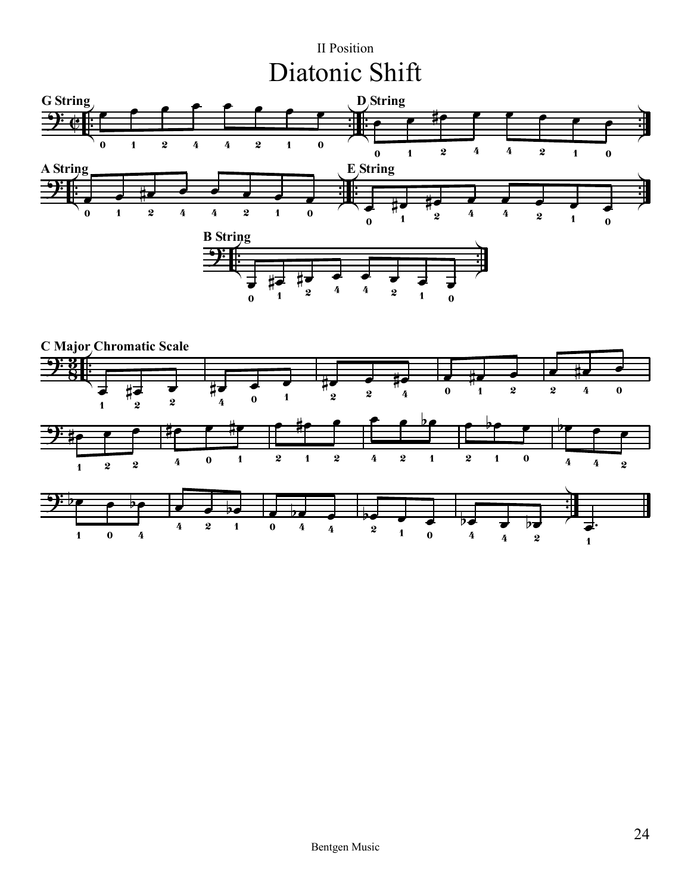II Position

# Diatonic Shift

**G String**

0 1 2 4 4 2 1 0

**D String**

0 1 2 4 4 2 1 0

**A String**

0 1 2 4 4 2 1 0

**E String**

0 1 2 4 4 2 1 0

**B String**

0 1 2 4 4 2 1 0

**C Major Chromatic Scale**

1 2 2 | 4 0 1 | 2 2 4 | 0 1 2 | 2 4 0

1 2 2 | 4 0 1 | 2 1 2 | 4 2 1 | 2 1 0 | 4 4 2

1 0 4 | 4 2 1 | 0 4 4 | 2 1 0 | 4 4 2 | 1

Bentgen Music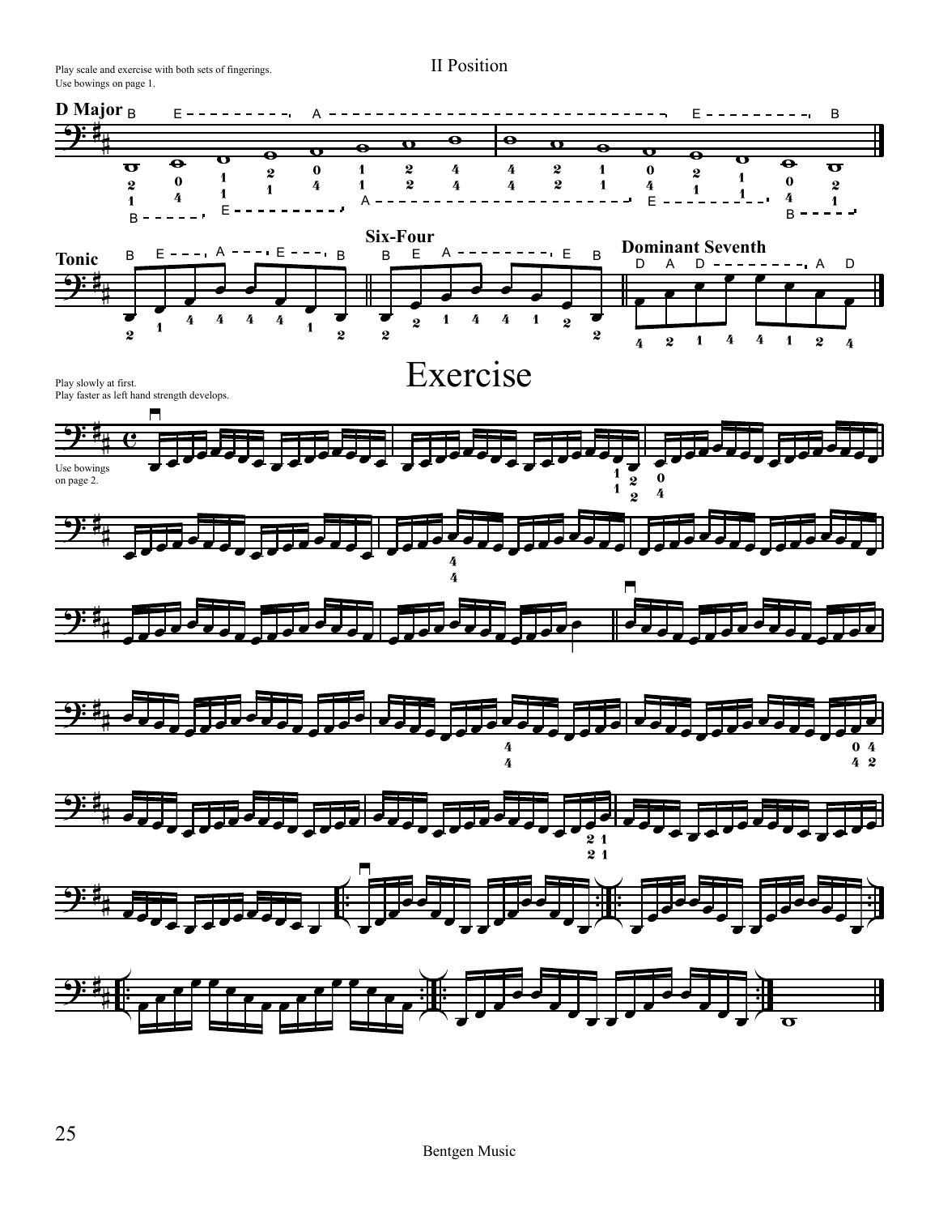Play scale and exercise with both sets of fingerings.
Use bowings on page 1.

II Position

**D Major**

**Tonic**

**Six-Four**

**Dominant Seventh**

# Exercise

Play slowly at first.
Play faster as left hand strength develops.

Use bowings on page 2.

Bentgen Music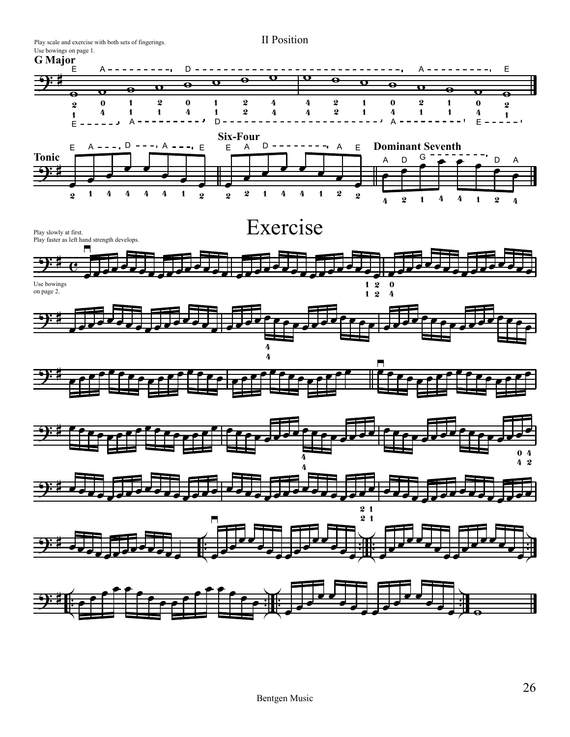Play scale and exercise with both sets of fingerings.
Use bowings on page 1.

# II Position

## G Major

**Tonic**

**Six-Four**

**Dominant Seventh**

# Exercise

Play slowly at first.
Play faster as left hand strength develops.

Use bowings on page 2.

Bentgen Music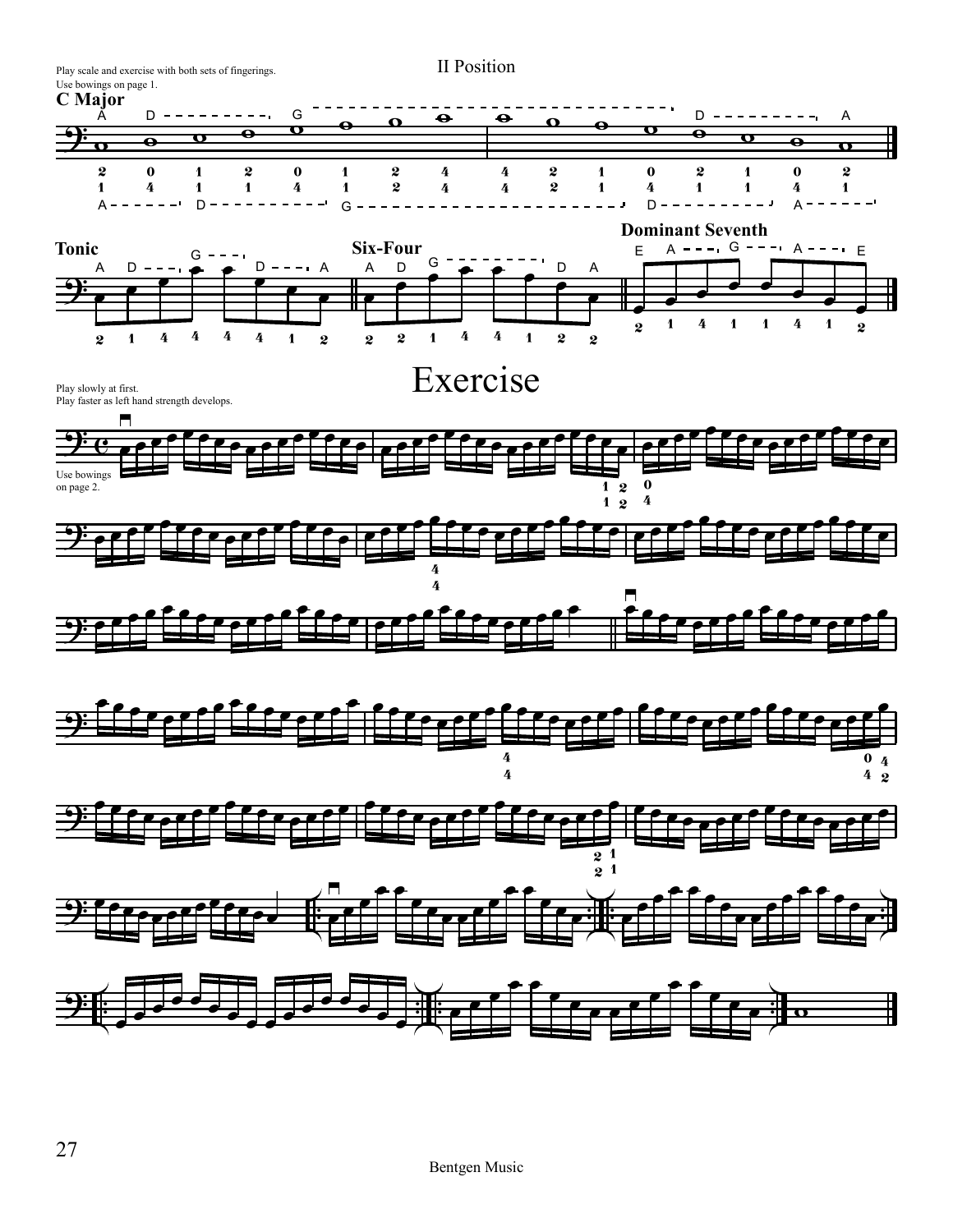Play scale and exercise with both sets of fingerings.
Use bowings on page 1.

II Position

## C Major

Tonic

Six-Four

Dominant Seventh

# Exercise

Play slowly at first.
Play faster as left hand strength develops.

Use bowings on page 2.

Bentgen Music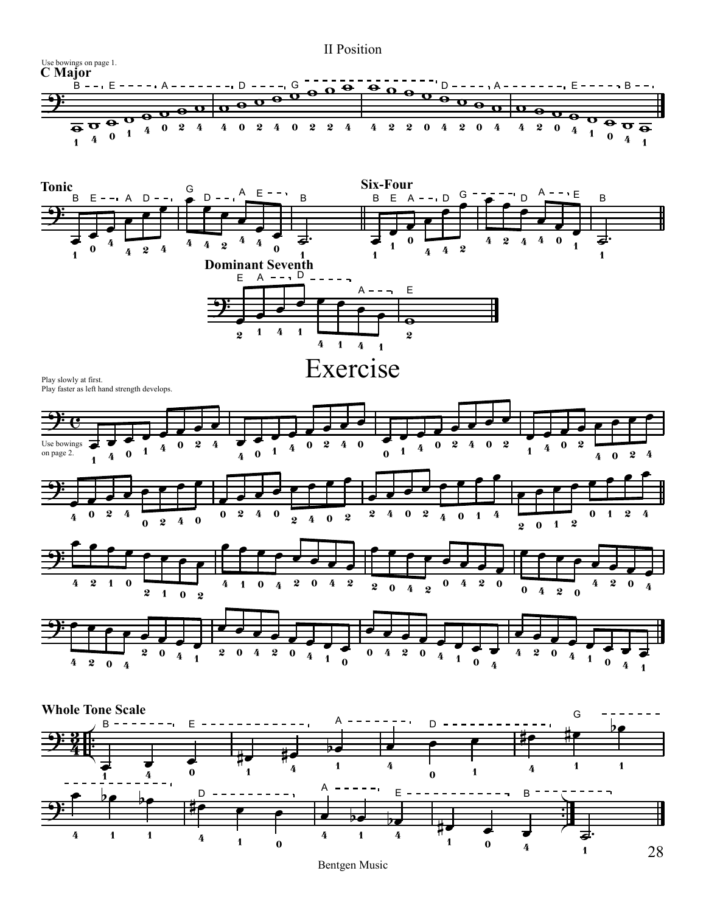II Position

Use bowings on page 1.

**C Major**

**Tonic**

**Six-Four**

**Dominant Seventh**

# Exercise

Play slowly at first.
Play faster as left hand strength develops.

Use bowings on page 2.

**Whole Tone Scale**

Bentgen Music